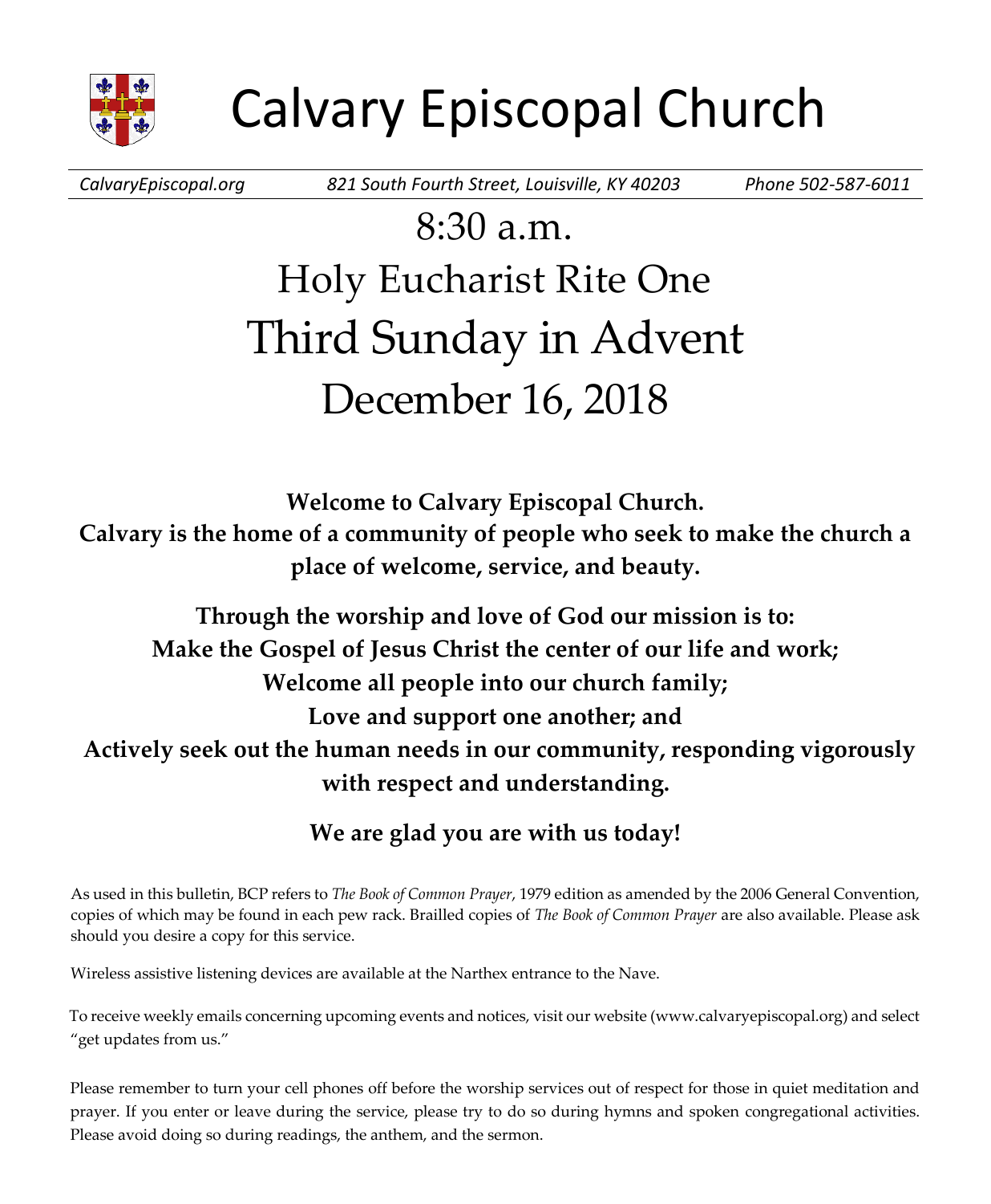# Calvary Episcopal Church

*CalvaryEpiscopal.org* *821 South Fourth Street, Louisville, KY 40203* *Phone 502-587-6011*

## 8:30 a.m.

## Holy Eucharist Rite One

## Third Sunday in Advent

## December 16, 2018

**Welcome to Calvary Episcopal Church.**
**Calvary is the home of a community of people who seek to make the church a place of welcome, service, and beauty.**

**Through the worship and love of God our mission is to:**
**Make the Gospel of Jesus Christ the center of our life and work;**
**Welcome all people into our church family;**
**Love and support one another; and**
**Actively seek out the human needs in our community, responding vigorously with respect and understanding.**

**We are glad you are with us today!**

As used in this bulletin, BCP refers to *The Book of Common Prayer*, 1979 edition as amended by the 2006 General Convention, copies of which may be found in each pew rack. Brailled copies of *The Book of Common Prayer* are also available. Please ask should you desire a copy for this service.

Wireless assistive listening devices are available at the Narthex entrance to the Nave.

To receive weekly emails concerning upcoming events and notices, visit our website (www.calvaryepiscopal.org) and select "get updates from us."

Please remember to turn your cell phones off before the worship services out of respect for those in quiet meditation and prayer. If you enter or leave during the service, please try to do so during hymns and spoken congregational activities. Please avoid doing so during readings, the anthem, and the sermon.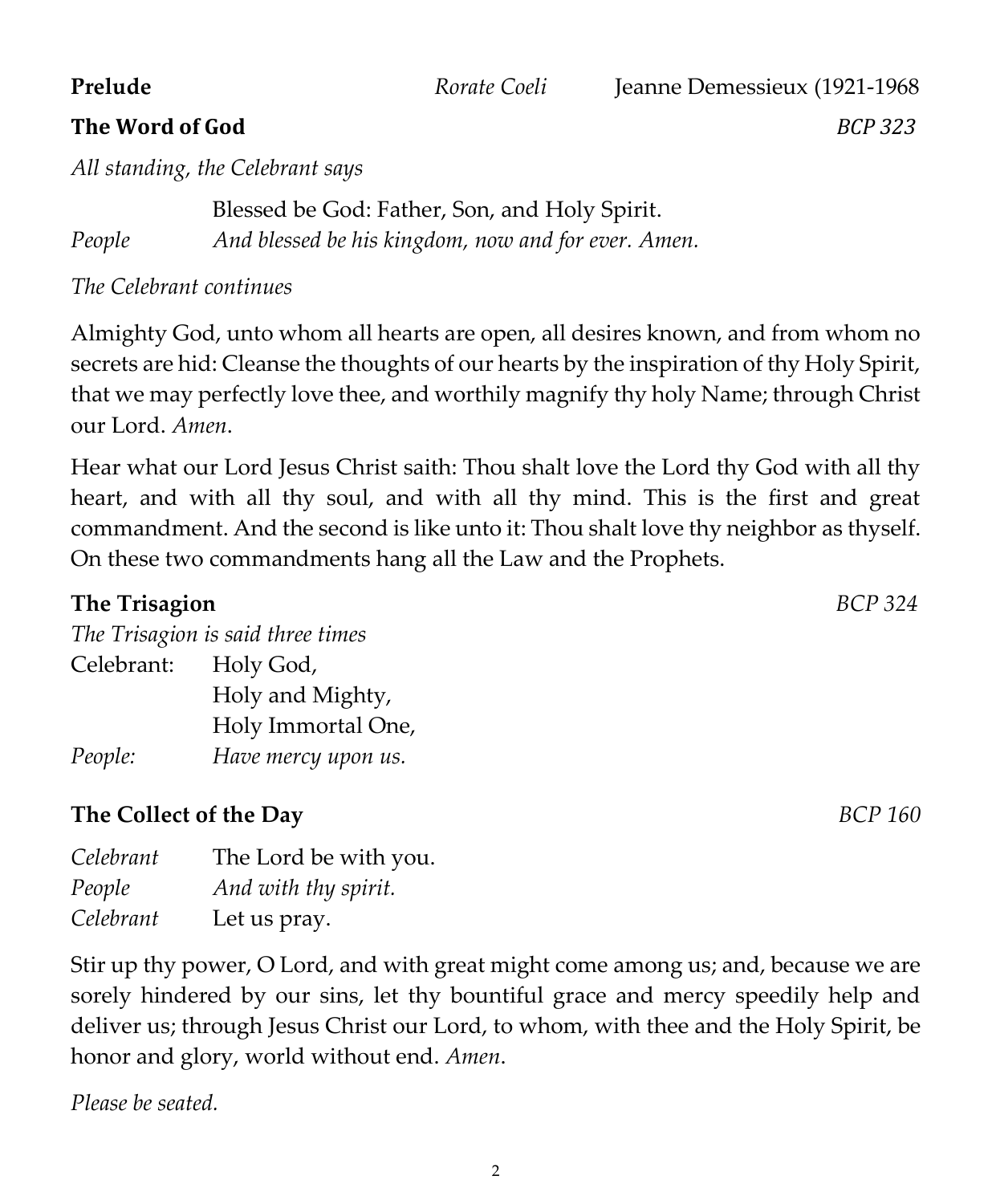**Prelude** *Rorate Coeli* Jeanne Demessieux (1921-1968

**The Word of God** *BCP 323*

*All standing, the Celebrant says*

Blessed be God: Father, Son, and Holy Spirit.

*People* *And blessed be his kingdom, now and for ever. Amen.*

*The Celebrant continues*

Almighty God, unto whom all hearts are open, all desires known, and from whom no secrets are hid: Cleanse the thoughts of our hearts by the inspiration of thy Holy Spirit, that we may perfectly love thee, and worthily magnify thy holy Name; through Christ our Lord. *Amen*.

Hear what our Lord Jesus Christ saith: Thou shalt love the Lord thy God with all thy heart, and with all thy soul, and with all thy mind. This is the first and great commandment. And the second is like unto it: Thou shalt love thy neighbor as thyself. On these two commandments hang all the Law and the Prophets.

**The Trisagion** *BCP 324*

*The Trisagion is said three times*

Celebrant: Holy God,
Holy and Mighty,
Holy Immortal One,

*People:* *Have mercy upon us.*

**The Collect of the Day** *BCP 160*

*Celebrant* The Lord be with you.

*People* *And with thy spirit.*

*Celebrant* Let us pray.

Stir up thy power, O Lord, and with great might come among us; and, because we are sorely hindered by our sins, let thy bountiful grace and mercy speedily help and deliver us; through Jesus Christ our Lord, to whom, with thee and the Holy Spirit, be honor and glory, world without end. *Amen*.

*Please be seated.*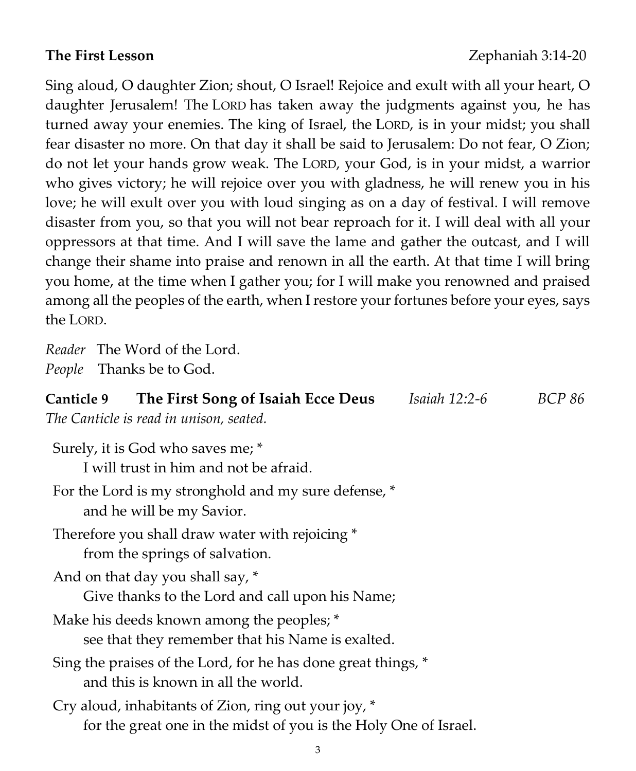**The First Lesson** Zephaniah 3:14-20

Sing aloud, O daughter Zion; shout, O Israel! Rejoice and exult with all your heart, O daughter Jerusalem! The LORD has taken away the judgments against you, he has turned away your enemies. The king of Israel, the LORD, is in your midst; you shall fear disaster no more. On that day it shall be said to Jerusalem: Do not fear, O Zion; do not let your hands grow weak. The LORD, your God, is in your midst, a warrior who gives victory; he will rejoice over you with gladness, he will renew you in his love; he will exult over you with loud singing as on a day of festival. I will remove disaster from you, so that you will not bear reproach for it. I will deal with all your oppressors at that time. And I will save the lame and gather the outcast, and I will change their shame into praise and renown in all the earth. At that time I will bring you home, at the time when I gather you; for I will make you renowned and praised among all the peoples of the earth, when I restore your fortunes before your eyes, says the LORD.

*Reader* The Word of the Lord.
*People* Thanks be to God.

**Canticle 9 The First Song of Isaiah Ecce Deus** *Isaiah 12:2-6* *BCP 86*
*The Canticle is read in unison, seated.*

Surely, it is God who saves me; *
  I will trust in him and not be afraid.

For the Lord is my stronghold and my sure defense, *
  and he will be my Savior.

Therefore you shall draw water with rejoicing *
  from the springs of salvation.

And on that day you shall say, *
  Give thanks to the Lord and call upon his Name;

Make his deeds known among the peoples; *
  see that they remember that his Name is exalted.

Sing the praises of the Lord, for he has done great things, *
  and this is known in all the world.

Cry aloud, inhabitants of Zion, ring out your joy, *
  for the great one in the midst of you is the Holy One of Israel.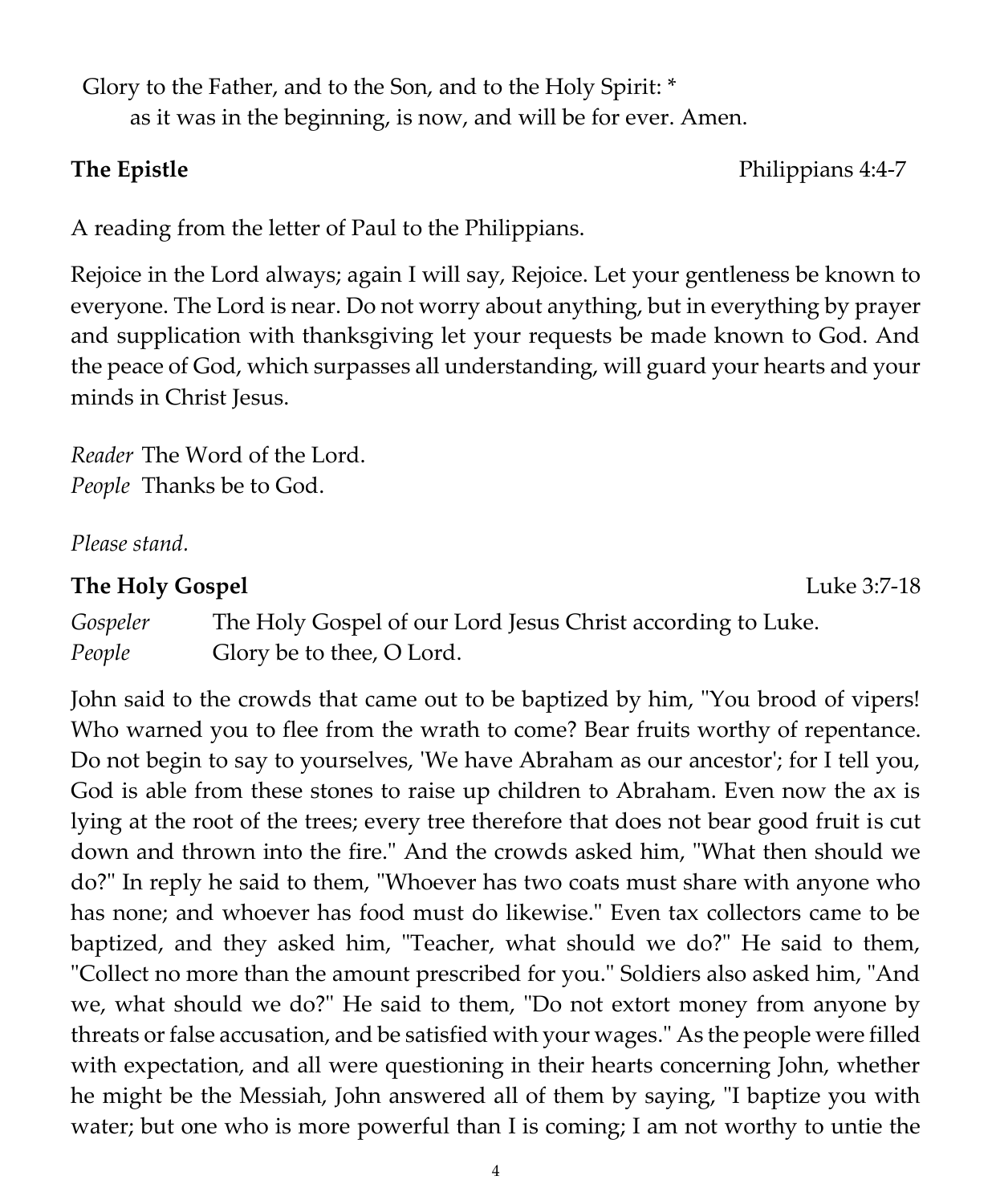Glory to the Father, and to the Son, and to the Holy Spirit: *
as it was in the beginning, is now, and will be for ever. Amen.

**The Epistle** Philippians 4:4-7

A reading from the letter of Paul to the Philippians.

Rejoice in the Lord always; again I will say, Rejoice. Let your gentleness be known to everyone. The Lord is near. Do not worry about anything, but in everything by prayer and supplication with thanksgiving let your requests be made known to God. And the peace of God, which surpasses all understanding, will guard your hearts and your minds in Christ Jesus.

*Reader* The Word of the Lord.
*People* Thanks be to God.

*Please stand.*

**The Holy Gospel** Luke 3:7-18

*Gospeler* The Holy Gospel of our Lord Jesus Christ according to Luke.
*People* Glory be to thee, O Lord.

John said to the crowds that came out to be baptized by him, "You brood of vipers! Who warned you to flee from the wrath to come? Bear fruits worthy of repentance. Do not begin to say to yourselves, 'We have Abraham as our ancestor'; for I tell you, God is able from these stones to raise up children to Abraham. Even now the ax is lying at the root of the trees; every tree therefore that does not bear good fruit is cut down and thrown into the fire." And the crowds asked him, "What then should we do?" In reply he said to them, "Whoever has two coats must share with anyone who has none; and whoever has food must do likewise." Even tax collectors came to be baptized, and they asked him, "Teacher, what should we do?" He said to them, "Collect no more than the amount prescribed for you." Soldiers also asked him, "And we, what should we do?" He said to them, "Do not extort money from anyone by threats or false accusation, and be satisfied with your wages." As the people were filled with expectation, and all were questioning in their hearts concerning John, whether he might be the Messiah, John answered all of them by saying, "I baptize you with water; but one who is more powerful than I is coming; I am not worthy to untie the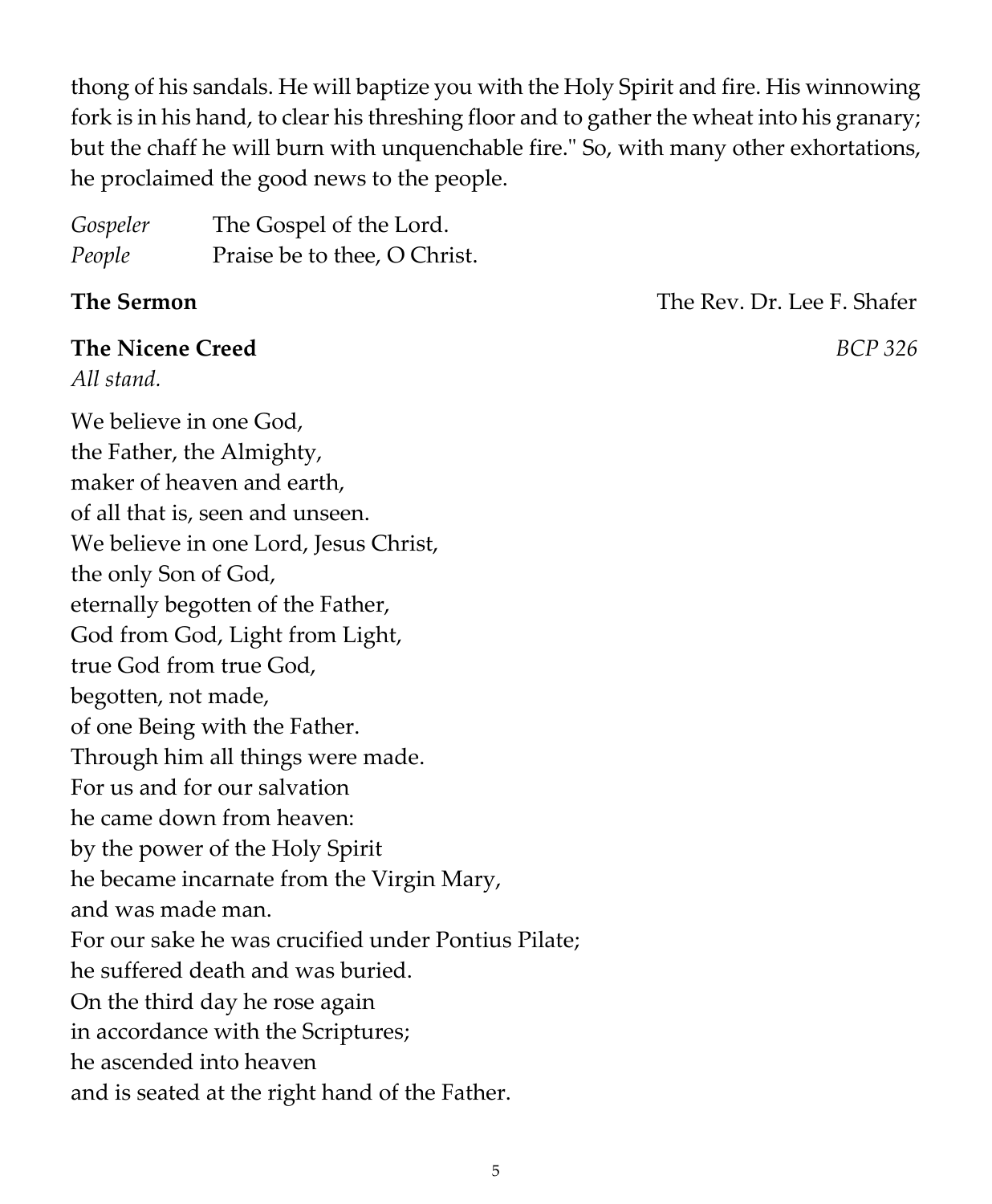thong of his sandals. He will baptize you with the Holy Spirit and fire. His winnowing fork is in his hand, to clear his threshing floor and to gather the wheat into his granary; but the chaff he will burn with unquenchable fire." So, with many other exhortations, he proclaimed the good news to the people.

*Gospeler* The Gospel of the Lord.
*People* Praise be to thee, O Christ.

**The Sermon** The Rev. Dr. Lee F. Shafer

**The Nicene Creed** *BCP 326*

*All stand.*

We believe in one God,
the Father, the Almighty,
maker of heaven and earth,
of all that is, seen and unseen.
We believe in one Lord, Jesus Christ,
the only Son of God,
eternally begotten of the Father,
God from God, Light from Light,
true God from true God,
begotten, not made,
of one Being with the Father.
Through him all things were made.
For us and for our salvation
he came down from heaven:
by the power of the Holy Spirit
he became incarnate from the Virgin Mary,
and was made man.
For our sake he was crucified under Pontius Pilate;
he suffered death and was buried.
On the third day he rose again
in accordance with the Scriptures;
he ascended into heaven
and is seated at the right hand of the Father.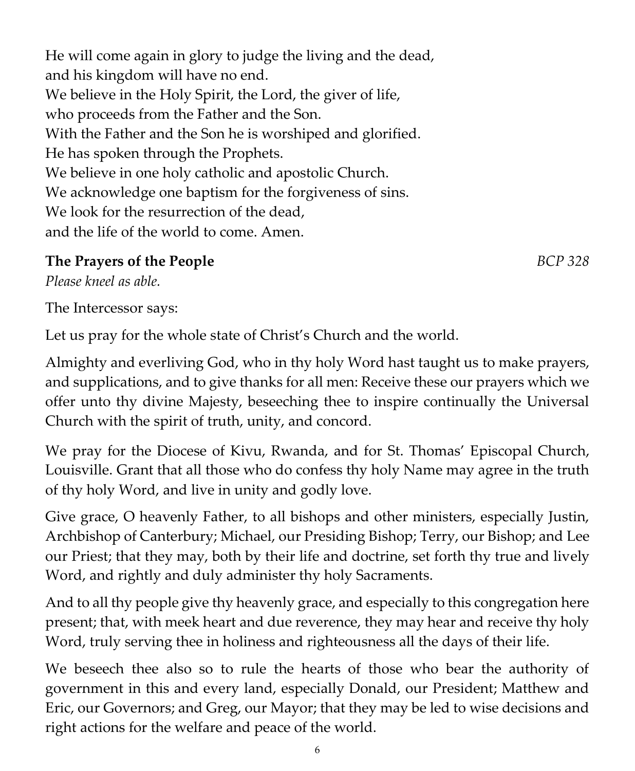He will come again in glory to judge the living and the dead,
and his kingdom will have no end.
We believe in the Holy Spirit, the Lord, the giver of life,
who proceeds from the Father and the Son.
With the Father and the Son he is worshiped and glorified.
He has spoken through the Prophets.
We believe in one holy catholic and apostolic Church.
We acknowledge one baptism for the forgiveness of sins.
We look for the resurrection of the dead,
and the life of the world to come. Amen.

**The Prayers of the People** *BCP 328*

*Please kneel as able.*

The Intercessor says:

Let us pray for the whole state of Christ's Church and the world.

Almighty and everliving God, who in thy holy Word hast taught us to make prayers, and supplications, and to give thanks for all men: Receive these our prayers which we offer unto thy divine Majesty, beseeching thee to inspire continually the Universal Church with the spirit of truth, unity, and concord.

We pray for the Diocese of Kivu, Rwanda, and for St. Thomas' Episcopal Church, Louisville. Grant that all those who do confess thy holy Name may agree in the truth of thy holy Word, and live in unity and godly love.

Give grace, O heavenly Father, to all bishops and other ministers, especially Justin, Archbishop of Canterbury; Michael, our Presiding Bishop; Terry, our Bishop; and Lee our Priest; that they may, both by their life and doctrine, set forth thy true and lively Word, and rightly and duly administer thy holy Sacraments.

And to all thy people give thy heavenly grace, and especially to this congregation here present; that, with meek heart and due reverence, they may hear and receive thy holy Word, truly serving thee in holiness and righteousness all the days of their life.

We beseech thee also so to rule the hearts of those who bear the authority of government in this and every land, especially Donald, our President; Matthew and Eric, our Governors; and Greg, our Mayor; that they may be led to wise decisions and right actions for the welfare and peace of the world.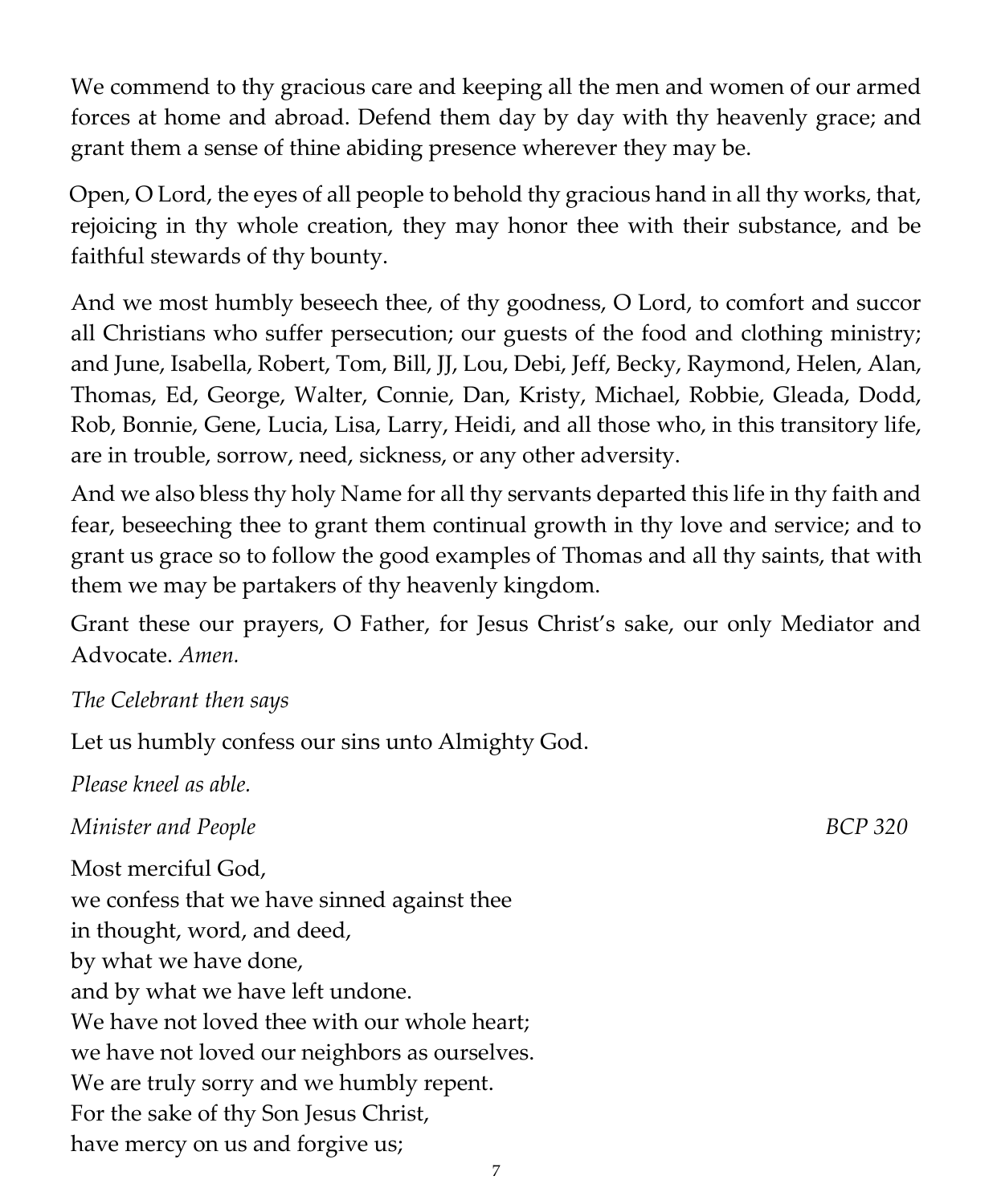We commend to thy gracious care and keeping all the men and women of our armed forces at home and abroad. Defend them day by day with thy heavenly grace; and grant them a sense of thine abiding presence wherever they may be.

Open, O Lord, the eyes of all people to behold thy gracious hand in all thy works, that, rejoicing in thy whole creation, they may honor thee with their substance, and be faithful stewards of thy bounty.

And we most humbly beseech thee, of thy goodness, O Lord, to comfort and succor all Christians who suffer persecution; our guests of the food and clothing ministry; and June, Isabella, Robert, Tom, Bill, JJ, Lou, Debi, Jeff, Becky, Raymond, Helen, Alan, Thomas, Ed, George, Walter, Connie, Dan, Kristy, Michael, Robbie, Gleada, Dodd, Rob, Bonnie, Gene, Lucia, Lisa, Larry, Heidi, and all those who, in this transitory life, are in trouble, sorrow, need, sickness, or any other adversity.

And we also bless thy holy Name for all thy servants departed this life in thy faith and fear, beseeching thee to grant them continual growth in thy love and service; and to grant us grace so to follow the good examples of Thomas and all thy saints, that with them we may be partakers of thy heavenly kingdom.

Grant these our prayers, O Father, for Jesus Christ's sake, our only Mediator and Advocate. *Amen.*

*The Celebrant then says*

Let us humbly confess our sins unto Almighty God.

*Please kneel as able.*

*Minister and People* *BCP 320*

Most merciful God,
we confess that we have sinned against thee
in thought, word, and deed,
by what we have done,
and by what we have left undone.
We have not loved thee with our whole heart;
we have not loved our neighbors as ourselves.
We are truly sorry and we humbly repent.
For the sake of thy Son Jesus Christ,
have mercy on us and forgive us;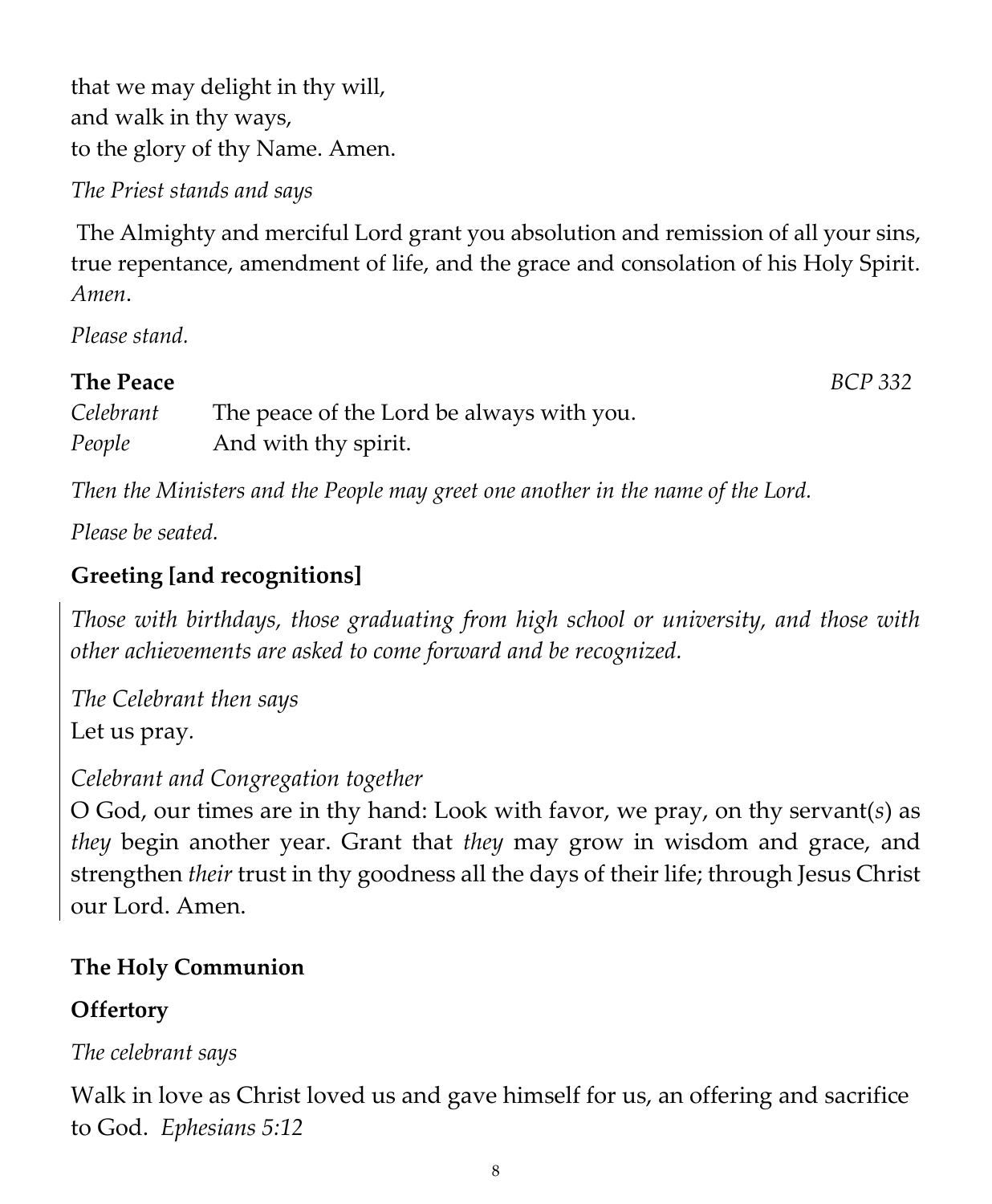that we may delight in thy will,
and walk in thy ways,
to the glory of thy Name. Amen.

*The Priest stands and says*

The Almighty and merciful Lord grant you absolution and remission of all your sins, true repentance, amendment of life, and the grace and consolation of his Holy Spirit. *Amen*.

*Please stand.*

**The Peace** *BCP 332*

| | |
|---|---|
| *Celebrant* | The peace of the Lord be always with you. |
| *People* | And with thy spirit. |

*Then the Ministers and the People may greet one another in the name of the Lord.*

*Please be seated.*

**Greeting [and recognitions]**

*Those with birthdays, those graduating from high school or university, and those with other achievements are asked to come forward and be recognized.*

*The Celebrant then says*
Let us pray.

*Celebrant and Congregation together*
O God, our times are in thy hand: Look with favor, we pray, on thy servant(*s*) as *they* begin another year. Grant that *they* may grow in wisdom and grace, and strengthen *their* trust in thy goodness all the days of their life; through Jesus Christ our Lord. Amen.

**The Holy Communion**

**Offertory**

*The celebrant says*

Walk in love as Christ loved us and gave himself for us, an offering and sacrifice to God. *Ephesians 5:12*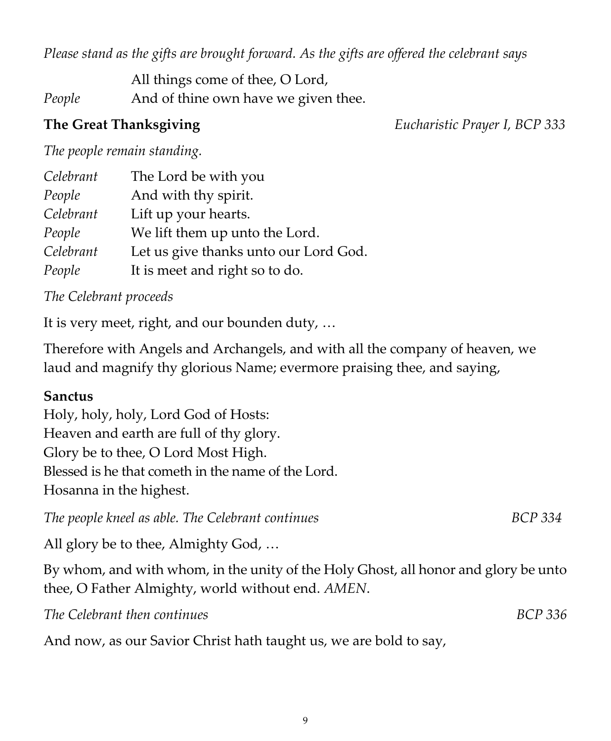*Please stand as the gifts are brought forward. As the gifts are offered the celebrant says*

| | |
|---|---|
| | All things come of thee, O Lord, |
| *People* | And of thine own have we given thee. |

**The Great Thanksgiving** *Eucharistic Prayer I, BCP 333*

*The people remain standing.*

| | |
|---|---|
| *Celebrant* | The Lord be with you |
| *People* | And with thy spirit. |
| *Celebrant* | Lift up your hearts. |
| *People* | We lift them up unto the Lord. |
| *Celebrant* | Let us give thanks unto our Lord God. |
| *People* | It is meet and right so to do. |

*The Celebrant proceeds*

It is very meet, right, and our bounden duty, …

Therefore with Angels and Archangels, and with all the company of heaven, we laud and magnify thy glorious Name; evermore praising thee, and saying,

**Sanctus**

Holy, holy, holy, Lord God of Hosts:
Heaven and earth are full of thy glory.
Glory be to thee, O Lord Most High.
Blessed is he that cometh in the name of the Lord.
Hosanna in the highest.

*The people kneel as able. The Celebrant continues* *BCP 334*

All glory be to thee, Almighty God, …

By whom, and with whom, in the unity of the Holy Ghost, all honor and glory be unto thee, O Father Almighty, world without end. *AMEN*.

*The Celebrant then continues* *BCP 336*

And now, as our Savior Christ hath taught us, we are bold to say,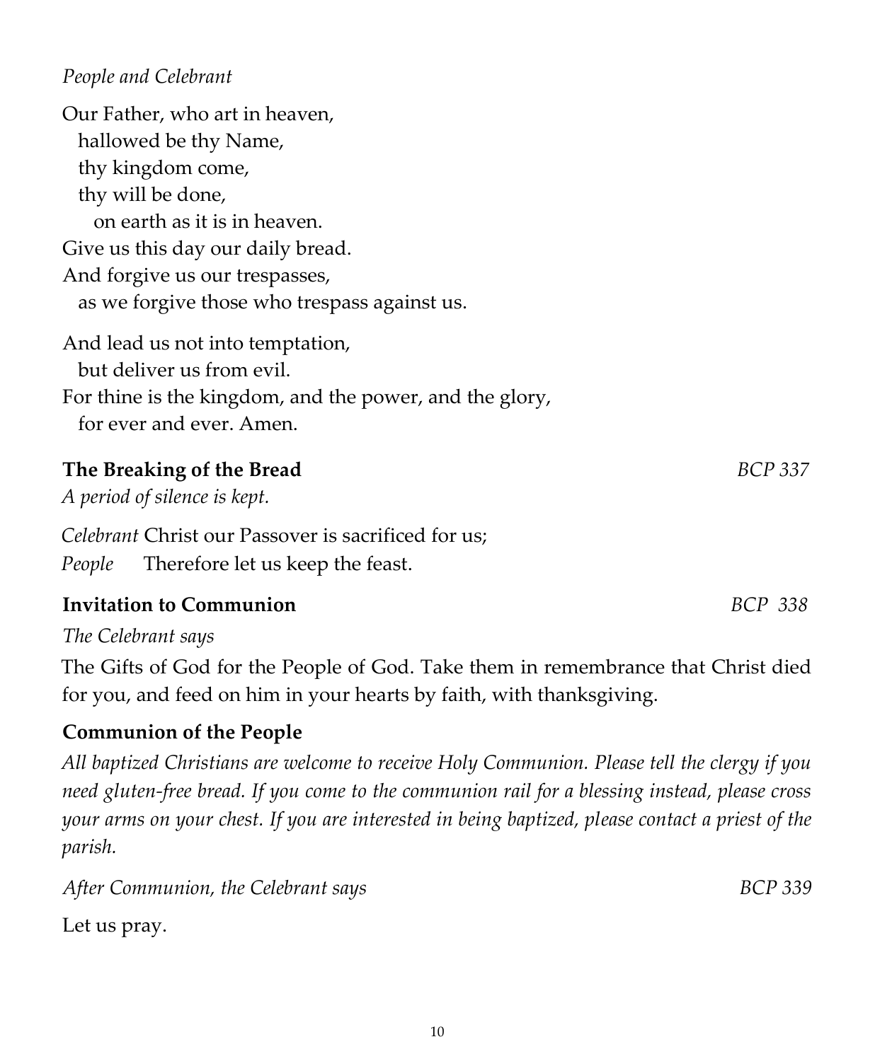*People and Celebrant*

Our Father, who art in heaven,
hallowed be thy Name,
thy kingdom come,
thy will be done,
on earth as it is in heaven.
Give us this day our daily bread.
And forgive us our trespasses,
as we forgive those who trespass against us.

And lead us not into temptation,
but deliver us from evil.
For thine is the kingdom, and the power, and the glory,
for ever and ever. Amen.

**The Breaking of the Bread** *BCP 337*

*A period of silence is kept.*

*Celebrant* Christ our Passover is sacrificed for us;
*People* Therefore let us keep the feast.

**Invitation to Communion** *BCP 338*

*The Celebrant says*

The Gifts of God for the People of God. Take them in remembrance that Christ died for you, and feed on him in your hearts by faith, with thanksgiving.

**Communion of the People**

*All baptized Christians are welcome to receive Holy Communion. Please tell the clergy if you need gluten-free bread. If you come to the communion rail for a blessing instead, please cross your arms on your chest. If you are interested in being baptized, please contact a priest of the parish.*

*After Communion, the Celebrant says* *BCP 339*

Let us pray.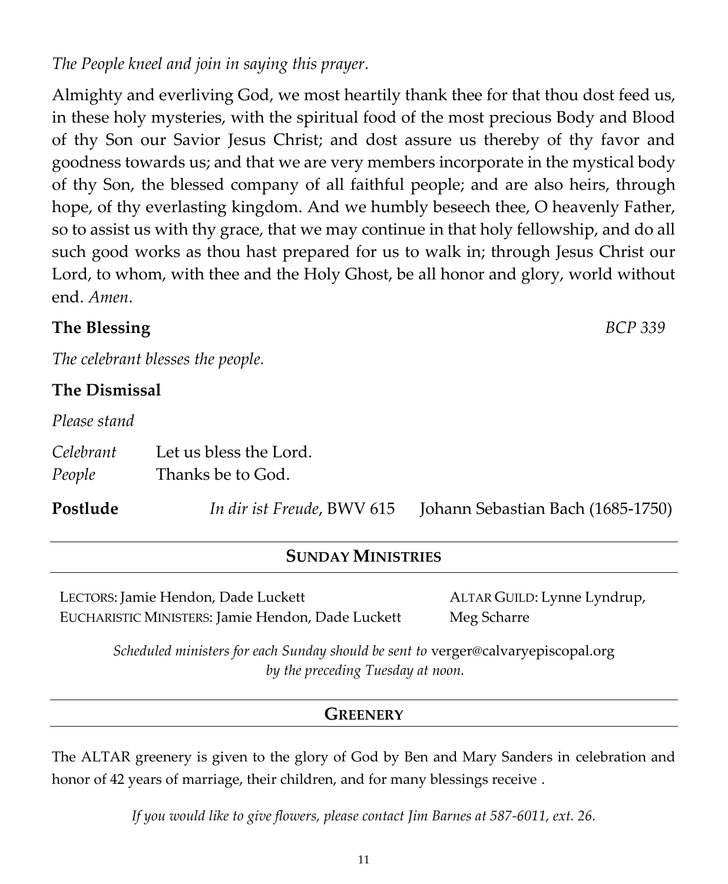*The People kneel and join in saying this prayer.*

Almighty and everliving God, we most heartily thank thee for that thou dost feed us, in these holy mysteries, with the spiritual food of the most precious Body and Blood of thy Son our Savior Jesus Christ; and dost assure us thereby of thy favor and goodness towards us; and that we are very members incorporate in the mystical body of thy Son, the blessed company of all faithful people; and are also heirs, through hope, of thy everlasting kingdom. And we humbly beseech thee, O heavenly Father, so to assist us with thy grace, that we may continue in that holy fellowship, and do all such good works as thou hast prepared for us to walk in; through Jesus Christ our Lord, to whom, with thee and the Holy Ghost, be all honor and glory, world without end. *Amen*.

**The Blessing** *BCP 339*

*The celebrant blesses the people.*

**The Dismissal**

*Please stand*

*Celebrant* Let us bless the Lord.
*People* Thanks be to God.

**Postlude** *In dir ist Freude*, BWV 615 Johann Sebastian Bach (1685-1750)

---

## SUNDAY MINISTRIES

LECTORS: Jamie Hendon, Dade Luckett
EUCHARISTIC MINISTERS: Jamie Hendon, Dade Luckett
ALTAR GUILD: Lynne Lyndrup, Meg Scharre

*Scheduled ministers for each Sunday should be sent to* verger@calvaryepiscopal.org *by the preceding Tuesday at noon.*

---

## GREENERY

The ALTAR greenery is given to the glory of God by Ben and Mary Sanders in celebration and honor of 42 years of marriage, their children, and for many blessings receive .

*If you would like to give flowers, please contact Jim Barnes at 587-6011, ext. 26.*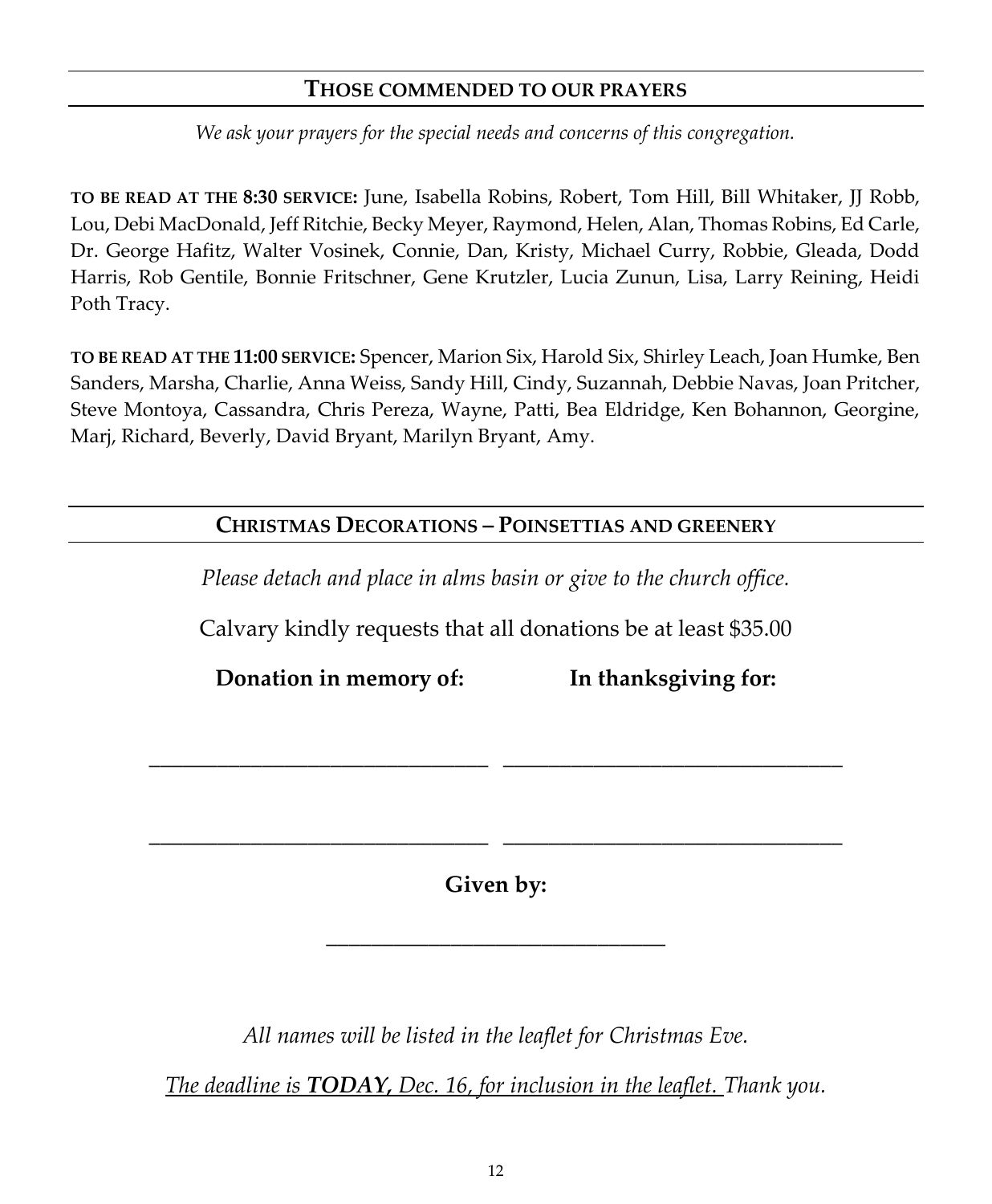## THOSE COMMENDED TO OUR PRAYERS

*We ask your prayers for the special needs and concerns of this congregation.*

**TO BE READ AT THE 8:30 SERVICE:** June, Isabella Robins, Robert, Tom Hill, Bill Whitaker, JJ Robb, Lou, Debi MacDonald, Jeff Ritchie, Becky Meyer, Raymond, Helen, Alan, Thomas Robins, Ed Carle, Dr. George Hafitz, Walter Vosinek, Connie, Dan, Kristy, Michael Curry, Robbie, Gleada, Dodd Harris, Rob Gentile, Bonnie Fritschner, Gene Krutzler, Lucia Zunun, Lisa, Larry Reining, Heidi Poth Tracy.

**TO BE READ AT THE 11:00 SERVICE:** Spencer, Marion Six, Harold Six, Shirley Leach, Joan Humke, Ben Sanders, Marsha, Charlie, Anna Weiss, Sandy Hill, Cindy, Suzannah, Debbie Navas, Joan Pritcher, Steve Montoya, Cassandra, Chris Pereza, Wayne, Patti, Bea Eldridge, Ken Bohannon, Georgine, Marj, Richard, Beverly, David Bryant, Marilyn Bryant, Amy.

## CHRISTMAS DECORATIONS – POINSETTIAS AND GREENERY

*Please detach and place in alms basin or give to the church office.*

Calvary kindly requests that all donations be at least $35.00

**Donation in memory of:** **In thanksgiving for:**

______________________________ ______________________________

______________________________ ______________________________

**Given by:**

______________________________

*All names will be listed in the leaflet for Christmas Eve.*

*The deadline is **TODAY,** Dec. 16, for inclusion in the leaflet. Thank you.*